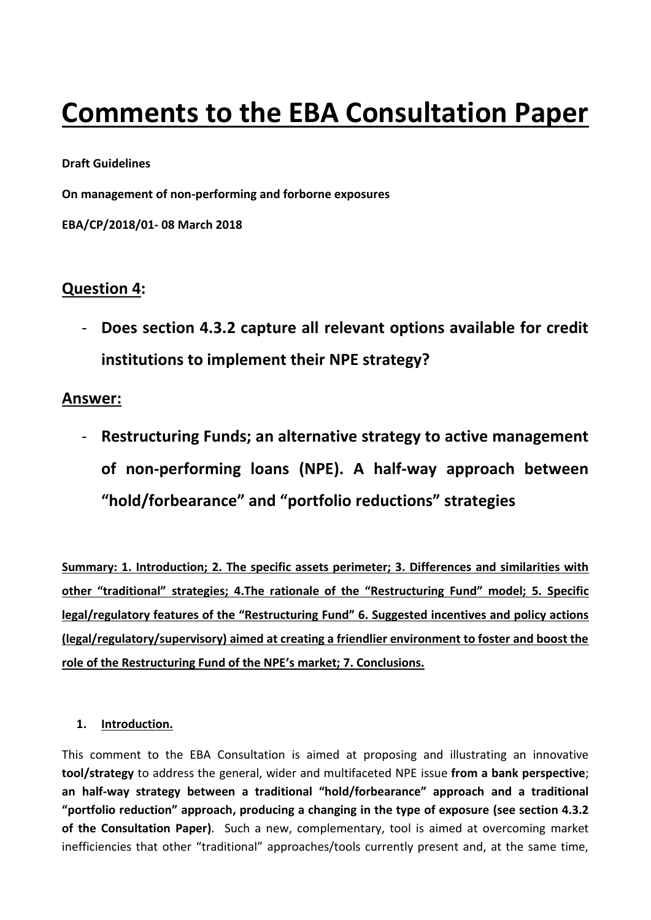# Comments to the EBA Consultation Paper

**Draft Guidelines**

**On management of non-performing and forborne exposures**

**EBA/CP/2018/01- 08 March 2018**

## Question 4:

- **Does section 4.3.2 capture all relevant options available for credit institutions to implement their NPE strategy?**

## Answer:

- **Restructuring Funds; an alternative strategy to active management of non-performing loans (NPE). A half-way approach between "hold/forbearance" and "portfolio reductions" strategies**

**Summary: 1. Introduction; 2. The specific assets perimeter; 3. Differences and similarities with other "traditional" strategies; 4.The rationale of the "Restructuring Fund" model; 5. Specific legal/regulatory features of the "Restructuring Fund" 6. Suggested incentives and policy actions (legal/regulatory/supervisory) aimed at creating a friendlier environment to foster and boost the role of the Restructuring Fund of the NPE's market; 7. Conclusions.**

### 1. Introduction.

This comment to the EBA Consultation is aimed at proposing and illustrating an innovative **tool/strategy** to address the general, wider and multifaceted NPE issue **from a bank perspective**; **an half-way strategy between a traditional "hold/forbearance" approach and a traditional "portfolio reduction" approach, producing a changing in the type of exposure (see section 4.3.2 of the Consultation Paper)**. Such a new, complementary, tool is aimed at overcoming market inefficiencies that other "traditional" approaches/tools currently present and, at the same time,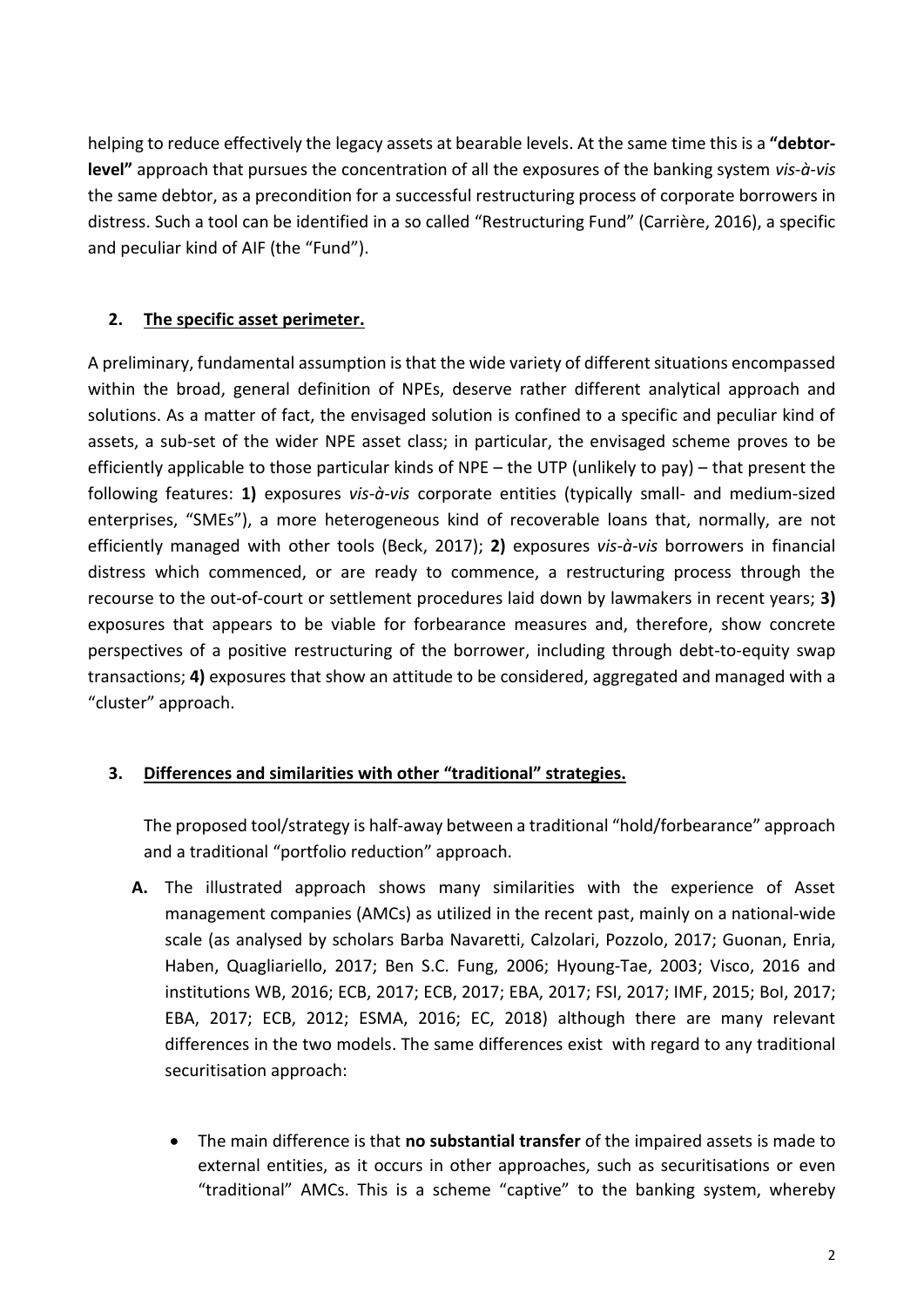helping to reduce effectively the legacy assets at bearable levels. At the same time this is a **"debtor-level"** approach that pursues the concentration of all the exposures of the banking system *vis-à-vis* the same debtor, as a precondition for a successful restructuring process of corporate borrowers in distress. Such a tool can be identified in a so called "Restructuring Fund" (Carrière, 2016), a specific and peculiar kind of AIF (the "Fund").

## 2. <u>The specific asset perimeter.</u>

A preliminary, fundamental assumption is that the wide variety of different situations encompassed within the broad, general definition of NPEs, deserve rather different analytical approach and solutions. As a matter of fact, the envisaged solution is confined to a specific and peculiar kind of assets, a sub-set of the wider NPE asset class; in particular, the envisaged scheme proves to be efficiently applicable to those particular kinds of NPE – the UTP (unlikely to pay) – that present the following features: **1)** exposures *vis-à-vis* corporate entities (typically small- and medium-sized enterprises, "SMEs"), a more heterogeneous kind of recoverable loans that, normally, are not efficiently managed with other tools (Beck, 2017); **2)** exposures *vis-à-vis* borrowers in financial distress which commenced, or are ready to commence, a restructuring process through the recourse to the out-of-court or settlement procedures laid down by lawmakers in recent years; **3)** exposures that appears to be viable for forbearance measures and, therefore, show concrete perspectives of a positive restructuring of the borrower, including through debt-to-equity swap transactions; **4)** exposures that show an attitude to be considered, aggregated and managed with a "cluster" approach.

## 3. <u>Differences and similarities with other "traditional" strategies.</u>

The proposed tool/strategy is half-away between a traditional "hold/forbearance" approach and a traditional "portfolio reduction" approach.

**A.** The illustrated approach shows many similarities with the experience of Asset management companies (AMCs) as utilized in the recent past, mainly on a national-wide scale (as analysed by scholars Barba Navaretti, Calzolari, Pozzolo, 2017; Guonan, Enria, Haben, Quagliariello, 2017; Ben S.C. Fung, 2006; Hyoung-Tae, 2003; Visco, 2016 and institutions WB, 2016; ECB, 2017; ECB, 2017; EBA, 2017; FSI, 2017; IMF, 2015; BoI, 2017; EBA, 2017; ECB, 2012; ESMA, 2016; EC, 2018) although there are many relevant differences in the two models. The same differences exist with regard to any traditional securitisation approach:

- The main difference is that **no substantial transfer** of the impaired assets is made to external entities, as it occurs in other approaches, such as securitisations or even "traditional" AMCs. This is a scheme "captive" to the banking system, whereby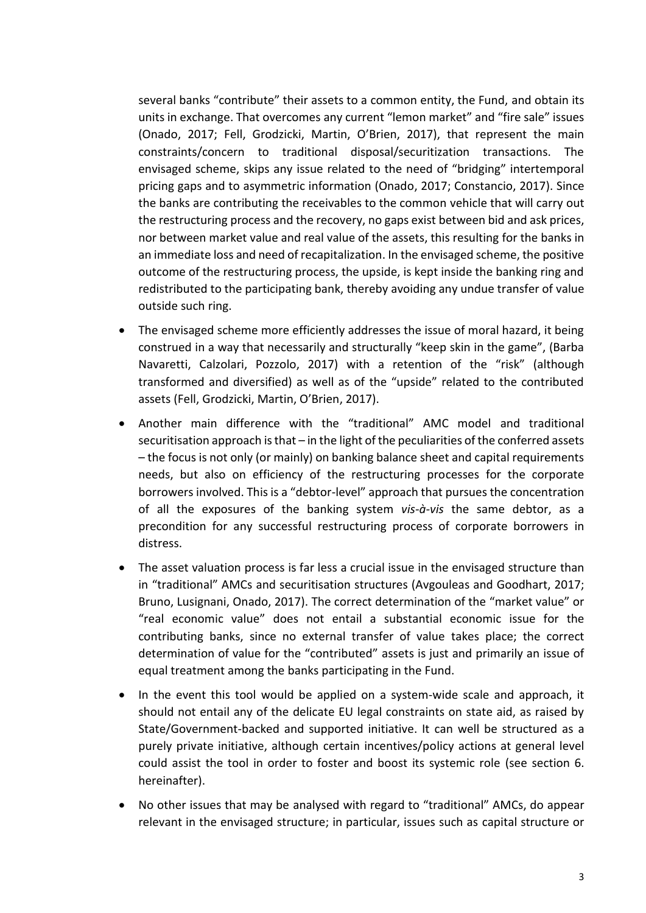several banks "contribute" their assets to a common entity, the Fund, and obtain its units in exchange. That overcomes any current "lemon market" and "fire sale" issues (Onado, 2017; Fell, Grodzicki, Martin, O'Brien, 2017), that represent the main constraints/concern to traditional disposal/securitization transactions. The envisaged scheme, skips any issue related to the need of "bridging" intertemporal pricing gaps and to asymmetric information (Onado, 2017; Constancio, 2017). Since the banks are contributing the receivables to the common vehicle that will carry out the restructuring process and the recovery, no gaps exist between bid and ask prices, nor between market value and real value of the assets, this resulting for the banks in an immediate loss and need of recapitalization. In the envisaged scheme, the positive outcome of the restructuring process, the upside, is kept inside the banking ring and redistributed to the participating bank, thereby avoiding any undue transfer of value outside such ring.

- The envisaged scheme more efficiently addresses the issue of moral hazard, it being construed in a way that necessarily and structurally "keep skin in the game", (Barba Navaretti, Calzolari, Pozzolo, 2017) with a retention of the "risk" (although transformed and diversified) as well as of the "upside" related to the contributed assets (Fell, Grodzicki, Martin, O'Brien, 2017).
- Another main difference with the "traditional" AMC model and traditional securitisation approach is that – in the light of the peculiarities of the conferred assets – the focus is not only (or mainly) on banking balance sheet and capital requirements needs, but also on efficiency of the restructuring processes for the corporate borrowers involved. This is a "debtor-level" approach that pursues the concentration of all the exposures of the banking system *vis-à-vis* the same debtor, as a precondition for any successful restructuring process of corporate borrowers in distress.
- The asset valuation process is far less a crucial issue in the envisaged structure than in "traditional" AMCs and securitisation structures (Avgouleas and Goodhart, 2017; Bruno, Lusignani, Onado, 2017). The correct determination of the "market value" or "real economic value" does not entail a substantial economic issue for the contributing banks, since no external transfer of value takes place; the correct determination of value for the "contributed" assets is just and primarily an issue of equal treatment among the banks participating in the Fund.
- In the event this tool would be applied on a system-wide scale and approach, it should not entail any of the delicate EU legal constraints on state aid, as raised by State/Government-backed and supported initiative. It can well be structured as a purely private initiative, although certain incentives/policy actions at general level could assist the tool in order to foster and boost its systemic role (see section 6. hereinafter).
- No other issues that may be analysed with regard to "traditional" AMCs, do appear relevant in the envisaged structure; in particular, issues such as capital structure or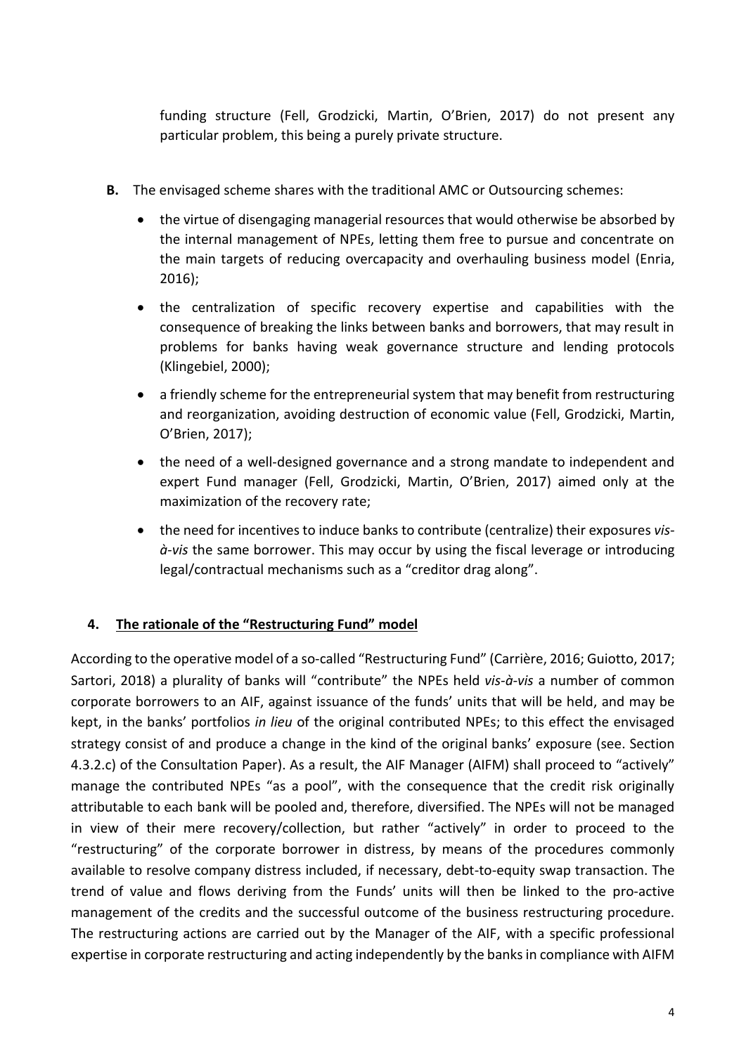funding structure (Fell, Grodzicki, Martin, O'Brien, 2017) do not present any particular problem, this being a purely private structure.

**B.** The envisaged scheme shares with the traditional AMC or Outsourcing schemes:

- the virtue of disengaging managerial resources that would otherwise be absorbed by the internal management of NPEs, letting them free to pursue and concentrate on the main targets of reducing overcapacity and overhauling business model (Enria, 2016);
- the centralization of specific recovery expertise and capabilities with the consequence of breaking the links between banks and borrowers, that may result in problems for banks having weak governance structure and lending protocols (Klingebiel, 2000);
- a friendly scheme for the entrepreneurial system that may benefit from restructuring and reorganization, avoiding destruction of economic value (Fell, Grodzicki, Martin, O'Brien, 2017);
- the need of a well-designed governance and a strong mandate to independent and expert Fund manager (Fell, Grodzicki, Martin, O'Brien, 2017) aimed only at the maximization of the recovery rate;
- the need for incentives to induce banks to contribute (centralize) their exposures *vis-à-vis* the same borrower. This may occur by using the fiscal leverage or introducing legal/contractual mechanisms such as a "creditor drag along".

## 4. The rationale of the "Restructuring Fund" model

According to the operative model of a so-called "Restructuring Fund" (Carrière, 2016; Guiotto, 2017; Sartori, 2018) a plurality of banks will "contribute" the NPEs held *vis-à-vis* a number of common corporate borrowers to an AIF, against issuance of the funds' units that will be held, and may be kept, in the banks' portfolios *in lieu* of the original contributed NPEs; to this effect the envisaged strategy consist of and produce a change in the kind of the original banks' exposure (see. Section 4.3.2.c) of the Consultation Paper). As a result, the AIF Manager (AIFM) shall proceed to "actively" manage the contributed NPEs "as a pool", with the consequence that the credit risk originally attributable to each bank will be pooled and, therefore, diversified. The NPEs will not be managed in view of their mere recovery/collection, but rather "actively" in order to proceed to the "restructuring" of the corporate borrower in distress, by means of the procedures commonly available to resolve company distress included, if necessary, debt-to-equity swap transaction. The trend of value and flows deriving from the Funds' units will then be linked to the pro-active management of the credits and the successful outcome of the business restructuring procedure. The restructuring actions are carried out by the Manager of the AIF, with a specific professional expertise in corporate restructuring and acting independently by the banks in compliance with AIFM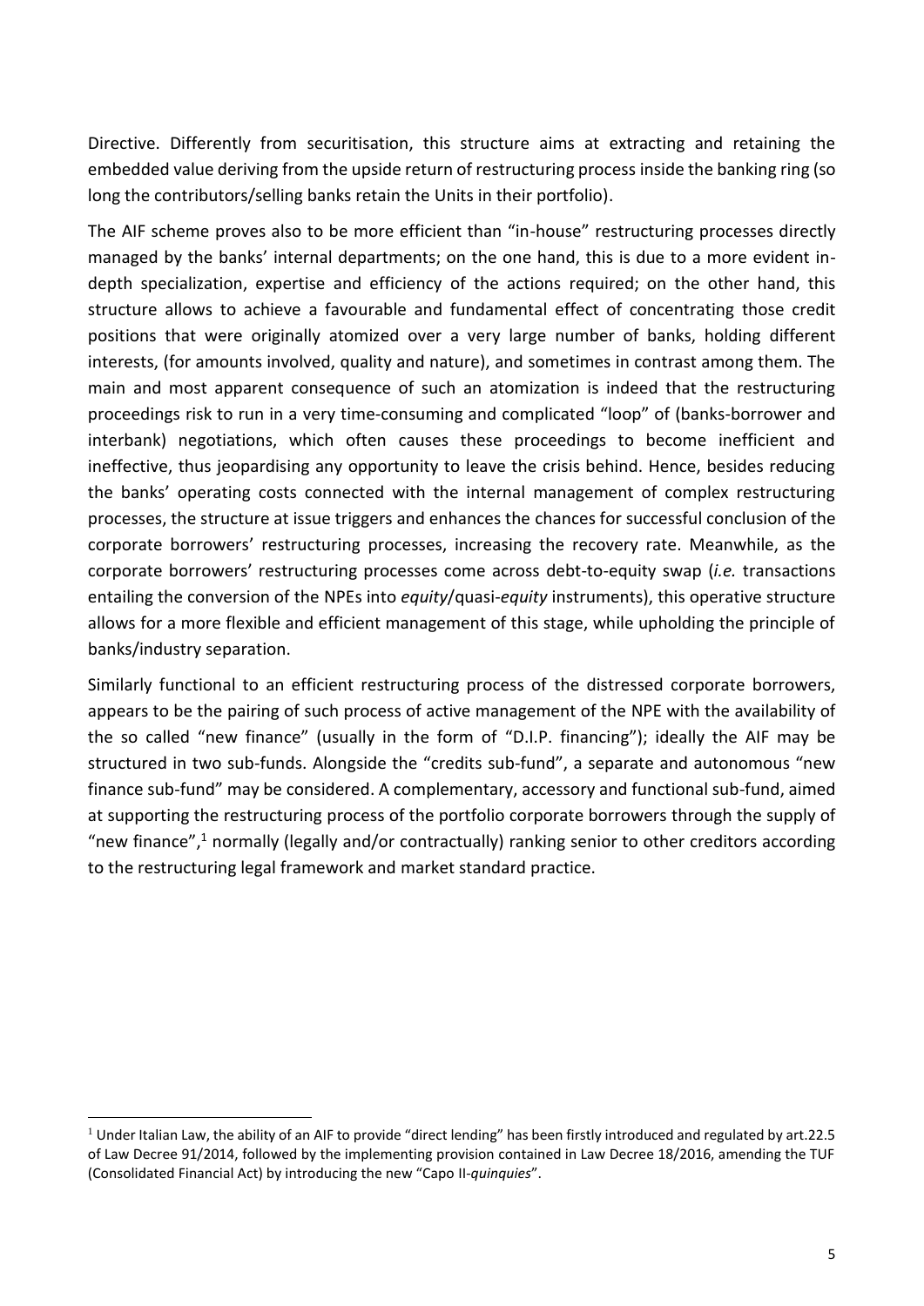Directive. Differently from securitisation, this structure aims at extracting and retaining the embedded value deriving from the upside return of restructuring process inside the banking ring (so long the contributors/selling banks retain the Units in their portfolio).

The AIF scheme proves also to be more efficient than "in-house" restructuring processes directly managed by the banks' internal departments; on the one hand, this is due to a more evident in-depth specialization, expertise and efficiency of the actions required; on the other hand, this structure allows to achieve a favourable and fundamental effect of concentrating those credit positions that were originally atomized over a very large number of banks, holding different interests, (for amounts involved, quality and nature), and sometimes in contrast among them. The main and most apparent consequence of such an atomization is indeed that the restructuring proceedings risk to run in a very time-consuming and complicated "loop" of (banks-borrower and interbank) negotiations, which often causes these proceedings to become inefficient and ineffective, thus jeopardising any opportunity to leave the crisis behind. Hence, besides reducing the banks' operating costs connected with the internal management of complex restructuring processes, the structure at issue triggers and enhances the chances for successful conclusion of the corporate borrowers' restructuring processes, increasing the recovery rate. Meanwhile, as the corporate borrowers' restructuring processes come across debt-to-equity swap (*i.e.* transactions entailing the conversion of the NPEs into *equity*/quasi-*equity* instruments), this operative structure allows for a more flexible and efficient management of this stage, while upholding the principle of banks/industry separation.

Similarly functional to an efficient restructuring process of the distressed corporate borrowers, appears to be the pairing of such process of active management of the NPE with the availability of the so called "new finance" (usually in the form of "D.I.P. financing"); ideally the AIF may be structured in two sub-funds. Alongside the "credits sub-fund", a separate and autonomous "new finance sub-fund" may be considered. A complementary, accessory and functional sub-fund, aimed at supporting the restructuring process of the portfolio corporate borrowers through the supply of "new finance",[1] normally (legally and/or contractually) ranking senior to other creditors according to the restructuring legal framework and market standard practice.

---

[1] Under Italian Law, the ability of an AIF to provide "direct lending" has been firstly introduced and regulated by art.22.5 of Law Decree 91/2014, followed by the implementing provision contained in Law Decree 18/2016, amending the TUF (Consolidated Financial Act) by introducing the new "Capo II-*quinquies*".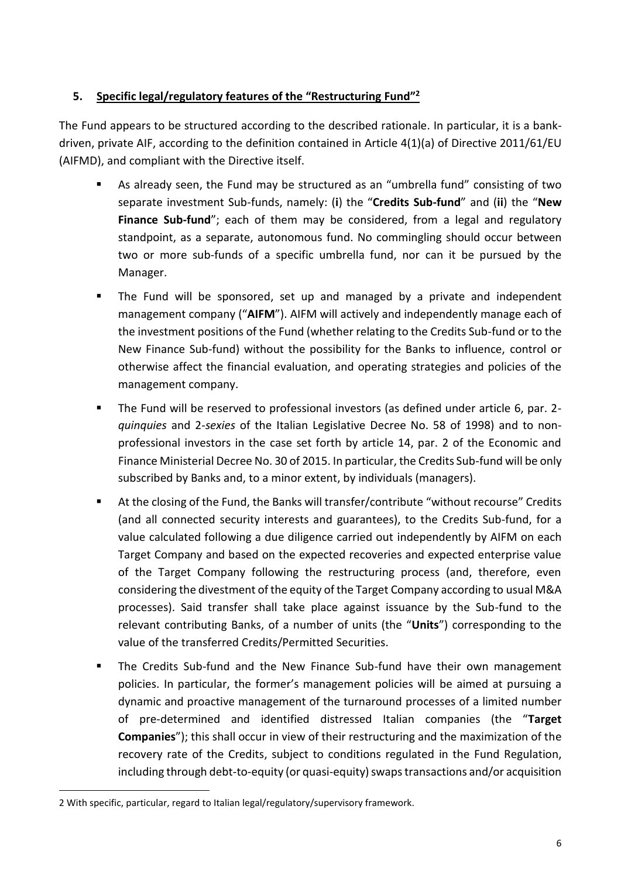## 5. Specific legal/regulatory features of the "Restructuring Fund"[2]

The Fund appears to be structured according to the described rationale. In particular, it is a bank-driven, private AIF, according to the definition contained in Article 4(1)(a) of Directive 2011/61/EU (AIFMD), and compliant with the Directive itself.

- As already seen, the Fund may be structured as an "umbrella fund" consisting of two separate investment Sub-funds, namely: (**i**) the "**Credits Sub-fund**" and (**ii**) the "**New Finance Sub-fund**"; each of them may be considered, from a legal and regulatory standpoint, as a separate, autonomous fund. No commingling should occur between two or more sub-funds of a specific umbrella fund, nor can it be pursued by the Manager.
- The Fund will be sponsored, set up and managed by a private and independent management company ("**AIFM**"). AIFM will actively and independently manage each of the investment positions of the Fund (whether relating to the Credits Sub-fund or to the New Finance Sub-fund) without the possibility for the Banks to influence, control or otherwise affect the financial evaluation, and operating strategies and policies of the management company.
- The Fund will be reserved to professional investors (as defined under article 6, par. 2-*quinquies* and 2-*sexies* of the Italian Legislative Decree No. 58 of 1998) and to non-professional investors in the case set forth by article 14, par. 2 of the Economic and Finance Ministerial Decree No. 30 of 2015. In particular, the Credits Sub-fund will be only subscribed by Banks and, to a minor extent, by individuals (managers).
- At the closing of the Fund, the Banks will transfer/contribute "without recourse" Credits (and all connected security interests and guarantees), to the Credits Sub-fund, for a value calculated following a due diligence carried out independently by AIFM on each Target Company and based on the expected recoveries and expected enterprise value of the Target Company following the restructuring process (and, therefore, even considering the divestment of the equity of the Target Company according to usual M&A processes). Said transfer shall take place against issuance by the Sub-fund to the relevant contributing Banks, of a number of units (the "**Units**") corresponding to the value of the transferred Credits/Permitted Securities.
- The Credits Sub-fund and the New Finance Sub-fund have their own management policies. In particular, the former's management policies will be aimed at pursuing a dynamic and proactive management of the turnaround processes of a limited number of pre-determined and identified distressed Italian companies (the "**Target Companies**"); this shall occur in view of their restructuring and the maximization of the recovery rate of the Credits, subject to conditions regulated in the Fund Regulation, including through debt-to-equity (or quasi-equity) swaps transactions and/or acquisition

[2] With specific, particular, regard to Italian legal/regulatory/supervisory framework.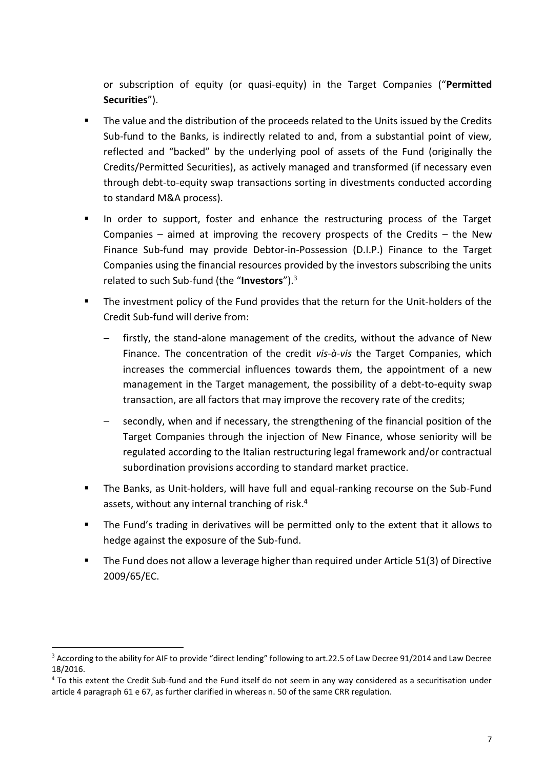or subscription of equity (or quasi-equity) in the Target Companies ("**Permitted Securities**").

- The value and the distribution of the proceeds related to the Units issued by the Credits Sub-fund to the Banks, is indirectly related to and, from a substantial point of view, reflected and "backed" by the underlying pool of assets of the Fund (originally the Credits/Permitted Securities), as actively managed and transformed (if necessary even through debt-to-equity swap transactions sorting in divestments conducted according to standard M&A process).
- In order to support, foster and enhance the restructuring process of the Target Companies – aimed at improving the recovery prospects of the Credits – the New Finance Sub-fund may provide Debtor-in-Possession (D.I.P.) Finance to the Target Companies using the financial resources provided by the investors subscribing the units related to such Sub-fund (the "**Investors**").[3]
- The investment policy of the Fund provides that the return for the Unit-holders of the Credit Sub-fund will derive from:
  - firstly, the stand-alone management of the credits, without the advance of New Finance. The concentration of the credit *vis-à-vis* the Target Companies, which increases the commercial influences towards them, the appointment of a new management in the Target management, the possibility of a debt-to-equity swap transaction, are all factors that may improve the recovery rate of the credits;
  - secondly, when and if necessary, the strengthening of the financial position of the Target Companies through the injection of New Finance, whose seniority will be regulated according to the Italian restructuring legal framework and/or contractual subordination provisions according to standard market practice.
- The Banks, as Unit-holders, will have full and equal-ranking recourse on the Sub-Fund assets, without any internal tranching of risk.[4]
- The Fund's trading in derivatives will be permitted only to the extent that it allows to hedge against the exposure of the Sub-fund.
- The Fund does not allow a leverage higher than required under Article 51(3) of Directive 2009/65/EC.

---

[3] According to the ability for AIF to provide "direct lending" following to art.22.5 of Law Decree 91/2014 and Law Decree 18/2016.

[4] To this extent the Credit Sub-fund and the Fund itself do not seem in any way considered as a securitisation under article 4 paragraph 61 e 67, as further clarified in whereas n. 50 of the same CRR regulation.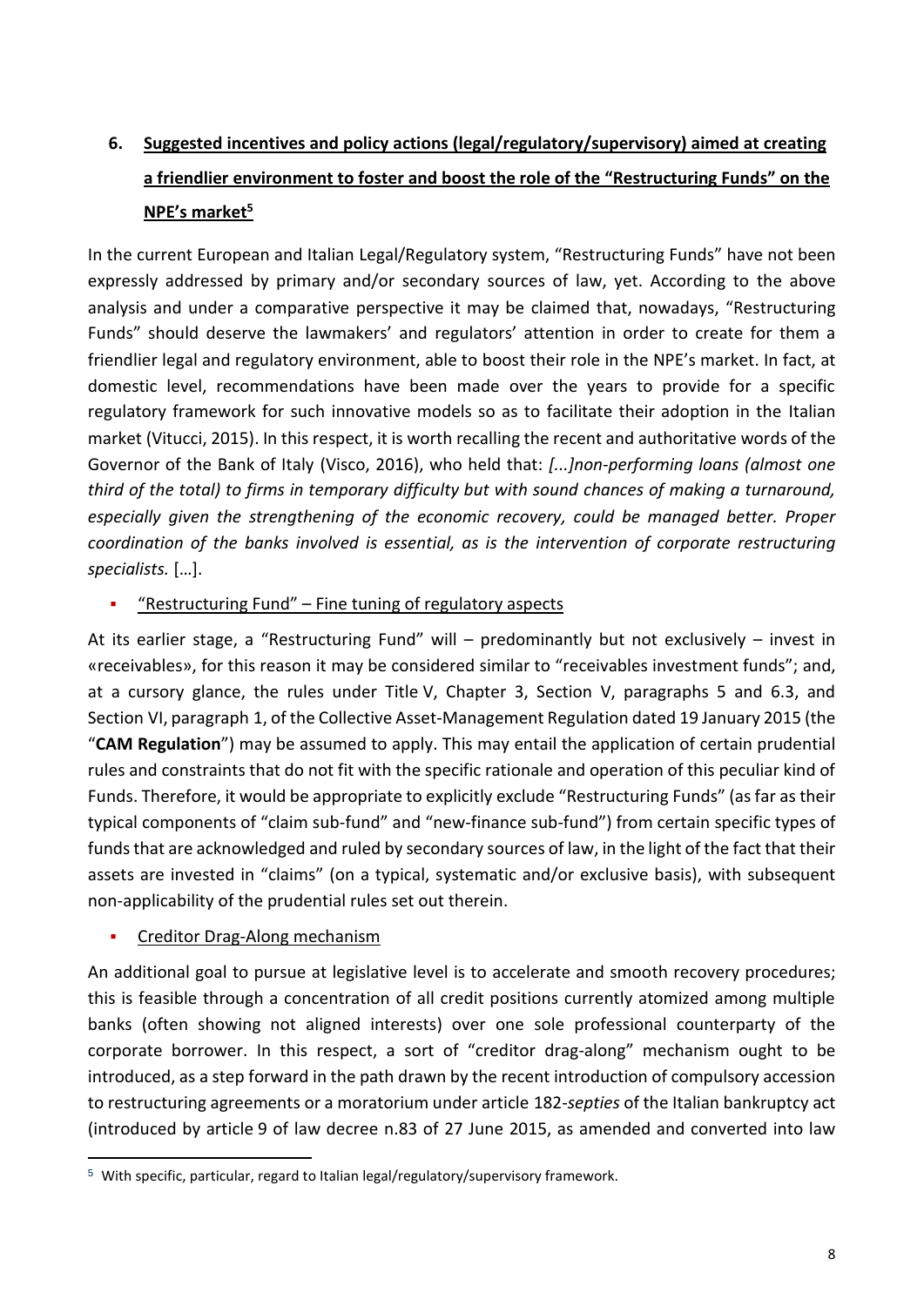## 6. Suggested incentives and policy actions (legal/regulatory/supervisory) aimed at creating a friendlier environment to foster and boost the role of the "Restructuring Funds" on the NPE's market[5]

In the current European and Italian Legal/Regulatory system, "Restructuring Funds" have not been expressly addressed by primary and/or secondary sources of law, yet. According to the above analysis and under a comparative perspective it may be claimed that, nowadays, "Restructuring Funds" should deserve the lawmakers' and regulators' attention in order to create for them a friendlier legal and regulatory environment, able to boost their role in the NPE's market. In fact, at domestic level, recommendations have been made over the years to provide for a specific regulatory framework for such innovative models so as to facilitate their adoption in the Italian market (Vitucci, 2015). In this respect, it is worth recalling the recent and authoritative words of the Governor of the Bank of Italy (Visco, 2016), who held that: *[...]non-performing loans (almost one third of the total) to firms in temporary difficulty but with sound chances of making a turnaround, especially given the strengthening of the economic recovery, could be managed better. Proper coordination of the banks involved is essential, as is the intervention of corporate restructuring specialists.* […].

- "Restructuring Fund" – Fine tuning of regulatory aspects

At its earlier stage, a "Restructuring Fund" will – predominantly but not exclusively – invest in «receivables», for this reason it may be considered similar to "receivables investment funds"; and, at a cursory glance, the rules under Title V, Chapter 3, Section V, paragraphs 5 and 6.3, and Section VI, paragraph 1, of the Collective Asset-Management Regulation dated 19 January 2015 (the "**CAM Regulation**") may be assumed to apply. This may entail the application of certain prudential rules and constraints that do not fit with the specific rationale and operation of this peculiar kind of Funds. Therefore, it would be appropriate to explicitly exclude "Restructuring Funds" (as far as their typical components of "claim sub-fund" and "new-finance sub-fund") from certain specific types of funds that are acknowledged and ruled by secondary sources of law, in the light of the fact that their assets are invested in "claims" (on a typical, systematic and/or exclusive basis), with subsequent non-applicability of the prudential rules set out therein.

- Creditor Drag-Along mechanism

An additional goal to pursue at legislative level is to accelerate and smooth recovery procedures; this is feasible through a concentration of all credit positions currently atomized among multiple banks (often showing not aligned interests) over one sole professional counterparty of the corporate borrower. In this respect, a sort of "creditor drag-along" mechanism ought to be introduced, as a step forward in the path drawn by the recent introduction of compulsory accession to restructuring agreements or a moratorium under article 182-*septies* of the Italian bankruptcy act (introduced by article 9 of law decree n.83 of 27 June 2015, as amended and converted into law

[5] With specific, particular, regard to Italian legal/regulatory/supervisory framework.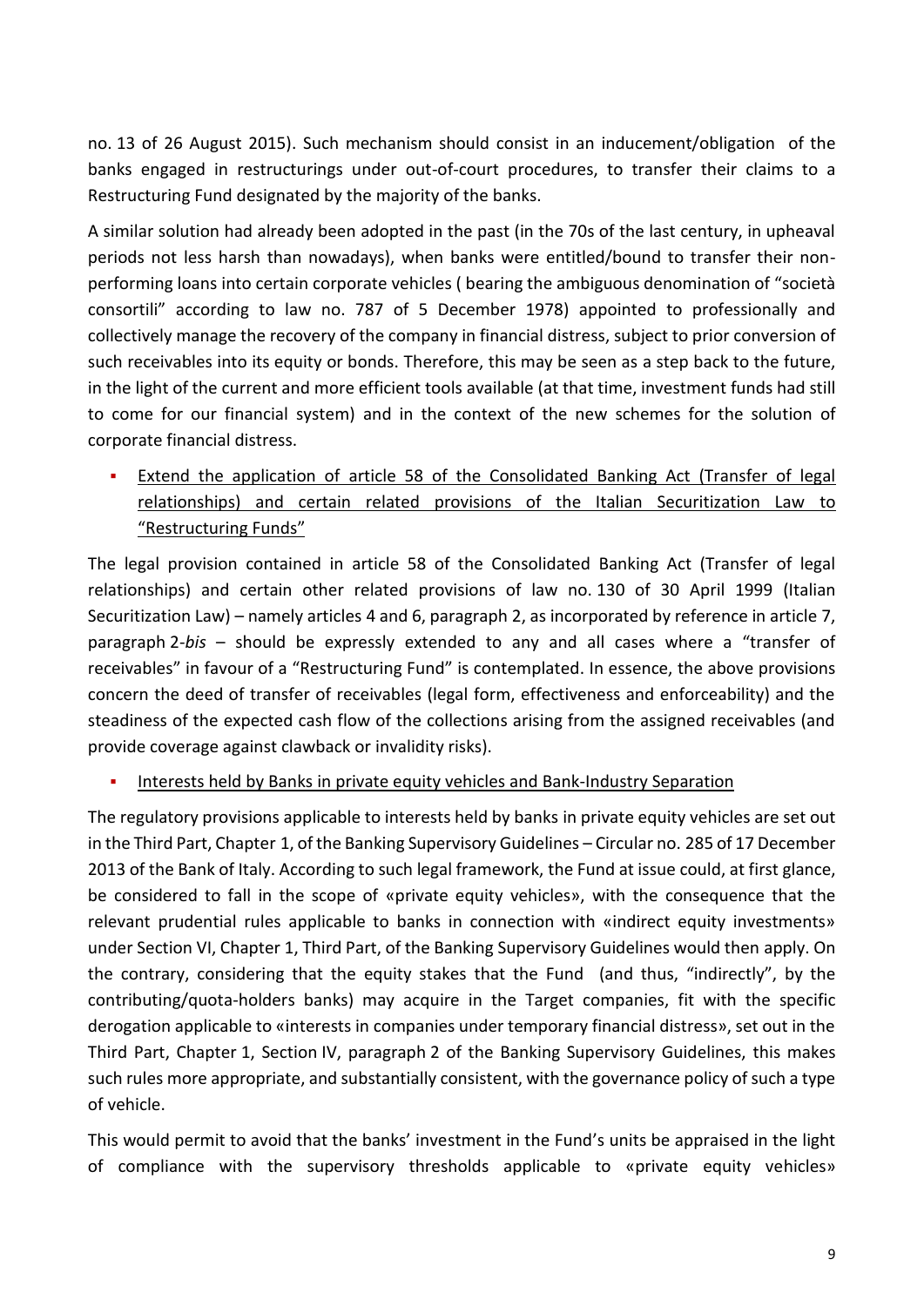no. 13 of 26 August 2015). Such mechanism should consist in an inducement/obligation of the banks engaged in restructurings under out-of-court procedures, to transfer their claims to a Restructuring Fund designated by the majority of the banks.

A similar solution had already been adopted in the past (in the 70s of the last century, in upheaval periods not less harsh than nowadays), when banks were entitled/bound to transfer their non-performing loans into certain corporate vehicles ( bearing the ambiguous denomination of "società consortili" according to law no. 787 of 5 December 1978) appointed to professionally and collectively manage the recovery of the company in financial distress, subject to prior conversion of such receivables into its equity or bonds. Therefore, this may be seen as a step back to the future, in the light of the current and more efficient tools available (at that time, investment funds had still to come for our financial system) and in the context of the new schemes for the solution of corporate financial distress.

- Extend the application of article 58 of the Consolidated Banking Act (Transfer of legal relationships) and certain related provisions of the Italian Securitization Law to "Restructuring Funds"

The legal provision contained in article 58 of the Consolidated Banking Act (Transfer of legal relationships) and certain other related provisions of law no. 130 of 30 April 1999 (Italian Securitization Law) – namely articles 4 and 6, paragraph 2, as incorporated by reference in article 7, paragraph 2-*bis* – should be expressly extended to any and all cases where a "transfer of receivables" in favour of a "Restructuring Fund" is contemplated. In essence, the above provisions concern the deed of transfer of receivables (legal form, effectiveness and enforceability) and the steadiness of the expected cash flow of the collections arising from the assigned receivables (and provide coverage against clawback or invalidity risks).

- Interests held by Banks in private equity vehicles and Bank-Industry Separation

The regulatory provisions applicable to interests held by banks in private equity vehicles are set out in the Third Part, Chapter 1, of the Banking Supervisory Guidelines – Circular no. 285 of 17 December 2013 of the Bank of Italy. According to such legal framework, the Fund at issue could, at first glance, be considered to fall in the scope of «private equity vehicles», with the consequence that the relevant prudential rules applicable to banks in connection with «indirect equity investments» under Section VI, Chapter 1, Third Part, of the Banking Supervisory Guidelines would then apply. On the contrary, considering that the equity stakes that the Fund (and thus, "indirectly", by the contributing/quota-holders banks) may acquire in the Target companies, fit with the specific derogation applicable to «interests in companies under temporary financial distress», set out in the Third Part, Chapter 1, Section IV, paragraph 2 of the Banking Supervisory Guidelines, this makes such rules more appropriate, and substantially consistent, with the governance policy of such a type of vehicle.

This would permit to avoid that the banks' investment in the Fund's units be appraised in the light of compliance with the supervisory thresholds applicable to «private equity vehicles»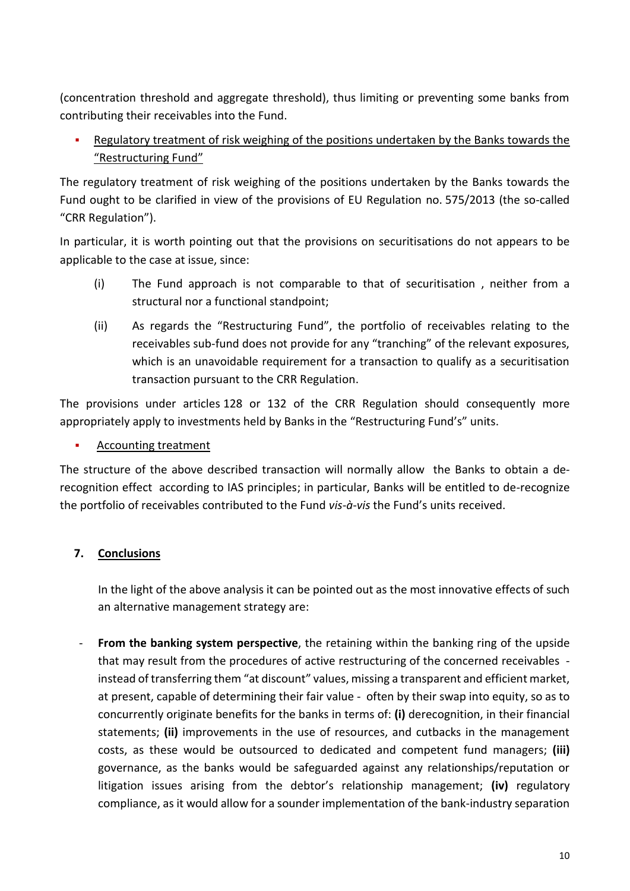(concentration threshold and aggregate threshold), thus limiting or preventing some banks from contributing their receivables into the Fund.

- Regulatory treatment of risk weighing of the positions undertaken by the Banks towards the "Restructuring Fund"

The regulatory treatment of risk weighing of the positions undertaken by the Banks towards the Fund ought to be clarified in view of the provisions of EU Regulation no. 575/2013 (the so-called "CRR Regulation").

In particular, it is worth pointing out that the provisions on securitisations do not appears to be applicable to the case at issue, since:

(i) The Fund approach is not comparable to that of securitisation , neither from a structural nor a functional standpoint;

(ii) As regards the "Restructuring Fund", the portfolio of receivables relating to the receivables sub-fund does not provide for any "tranching" of the relevant exposures, which is an unavoidable requirement for a transaction to qualify as a securitisation transaction pursuant to the CRR Regulation.

The provisions under articles 128 or 132 of the CRR Regulation should consequently more appropriately apply to investments held by Banks in the "Restructuring Fund's" units.

- Accounting treatment

The structure of the above described transaction will normally allow the Banks to obtain a de-recognition effect according to IAS principles; in particular, Banks will be entitled to de-recognize the portfolio of receivables contributed to the Fund *vis-à-vis* the Fund's units received.

## 7. Conclusions

In the light of the above analysis it can be pointed out as the most innovative effects of such an alternative management strategy are:

- **From the banking system perspective**, the retaining within the banking ring of the upside that may result from the procedures of active restructuring of the concerned receivables - instead of transferring them "at discount" values, missing a transparent and efficient market, at present, capable of determining their fair value - often by their swap into equity, so as to concurrently originate benefits for the banks in terms of: **(i)** derecognition, in their financial statements; **(ii)** improvements in the use of resources, and cutbacks in the management costs, as these would be outsourced to dedicated and competent fund managers; **(iii)** governance, as the banks would be safeguarded against any relationships/reputation or litigation issues arising from the debtor's relationship management; **(iv)** regulatory compliance, as it would allow for a sounder implementation of the bank-industry separation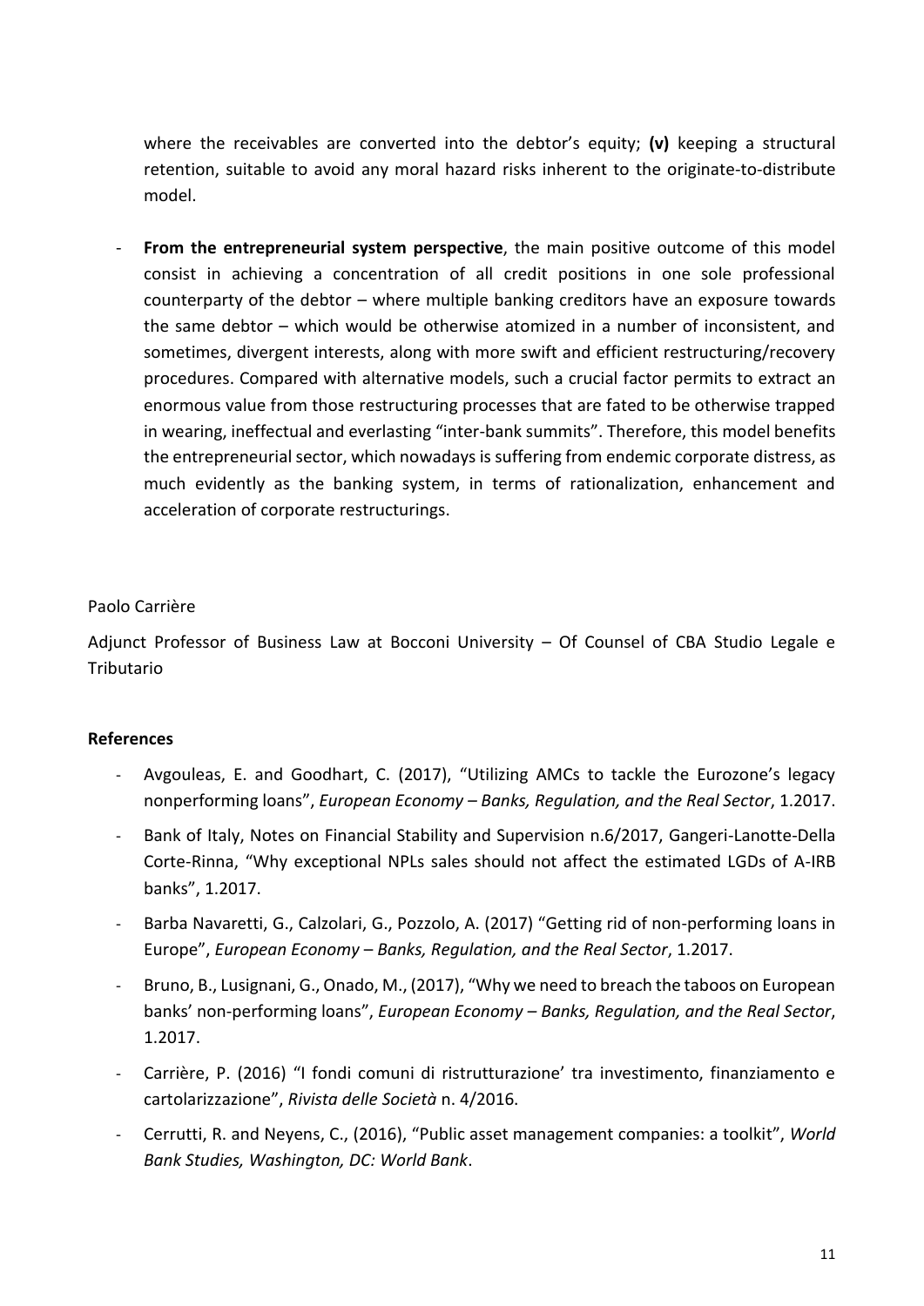where the receivables are converted into the debtor's equity; **(v)** keeping a structural retention, suitable to avoid any moral hazard risks inherent to the originate-to-distribute model.

- **From the entrepreneurial system perspective**, the main positive outcome of this model consist in achieving a concentration of all credit positions in one sole professional counterparty of the debtor – where multiple banking creditors have an exposure towards the same debtor – which would be otherwise atomized in a number of inconsistent, and sometimes, divergent interests, along with more swift and efficient restructuring/recovery procedures. Compared with alternative models, such a crucial factor permits to extract an enormous value from those restructuring processes that are fated to be otherwise trapped in wearing, ineffectual and everlasting "inter-bank summits". Therefore, this model benefits the entrepreneurial sector, which nowadays is suffering from endemic corporate distress, as much evidently as the banking system, in terms of rationalization, enhancement and acceleration of corporate restructurings.

Paolo Carrière

Adjunct Professor of Business Law at Bocconi University – Of Counsel of CBA Studio Legale e Tributario

**References**

- Avgouleas, E. and Goodhart, C. (2017), "Utilizing AMCs to tackle the Eurozone's legacy nonperforming loans", *European Economy – Banks, Regulation, and the Real Sector*, 1.2017.
- Bank of Italy, Notes on Financial Stability and Supervision n.6/2017, Gangeri-Lanotte-Della Corte-Rinna, "Why exceptional NPLs sales should not affect the estimated LGDs of A-IRB banks", 1.2017.
- Barba Navaretti, G., Calzolari, G., Pozzolo, A. (2017) "Getting rid of non-performing loans in Europe", *European Economy – Banks, Regulation, and the Real Sector*, 1.2017.
- Bruno, B., Lusignani, G., Onado, M., (2017), "Why we need to breach the taboos on European banks' non-performing loans", *European Economy – Banks, Regulation, and the Real Sector*, 1.2017.
- Carrière, P. (2016) "I fondi comuni di ristrutturazione' tra investimento, finanziamento e cartolarizzazione", *Rivista delle Società* n. 4/2016.
- Cerrutti, R. and Neyens, C., (2016), "Public asset management companies: a toolkit", *World Bank Studies, Washington, DC: World Bank*.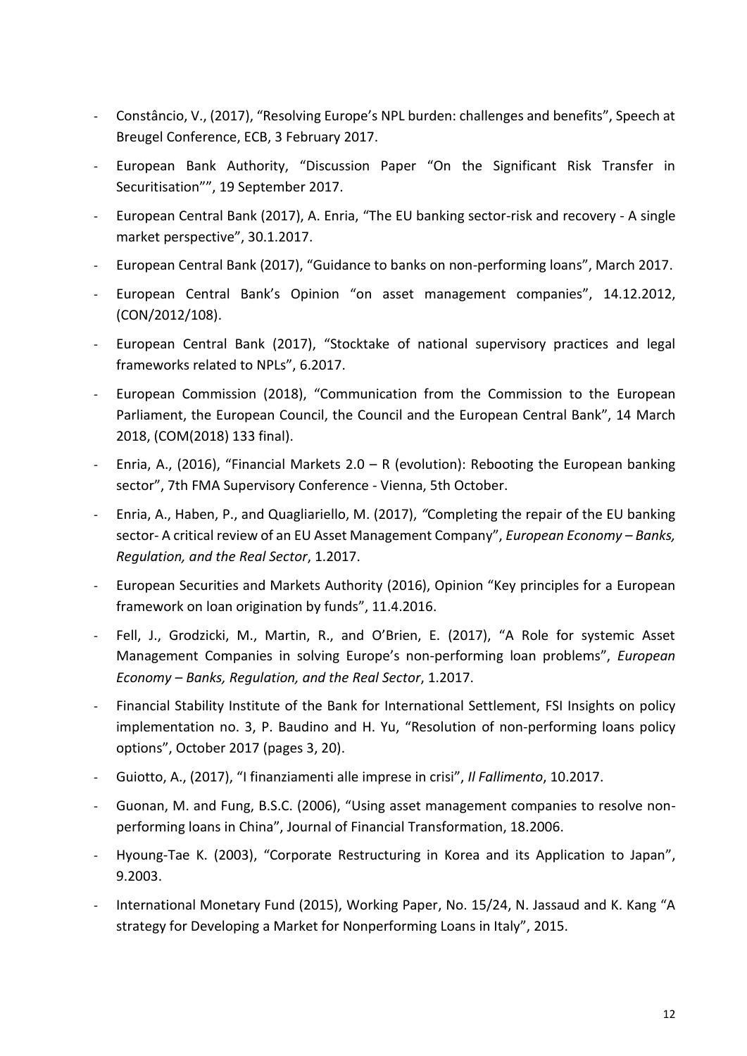- Constâncio, V., (2017), "Resolving Europe's NPL burden: challenges and benefits", Speech at Breugel Conference, ECB, 3 February 2017.
- European Bank Authority, "Discussion Paper "On the Significant Risk Transfer in Securitisation"", 19 September 2017.
- European Central Bank (2017), A. Enria, "The EU banking sector-risk and recovery - A single market perspective", 30.1.2017.
- European Central Bank (2017), "Guidance to banks on non-performing loans", March 2017.
- European Central Bank's Opinion "on asset management companies", 14.12.2012, (CON/2012/108).
- European Central Bank (2017), "Stocktake of national supervisory practices and legal frameworks related to NPLs", 6.2017.
- European Commission (2018), "Communication from the Commission to the European Parliament, the European Council, the Council and the European Central Bank", 14 March 2018, (COM(2018) 133 final).
- Enria, A., (2016), "Financial Markets 2.0 – R (evolution): Rebooting the European banking sector", 7th FMA Supervisory Conference - Vienna, 5th October.
- Enria, A., Haben, P., and Quagliariello, M. (2017), "Completing the repair of the EU banking sector- A critical review of an EU Asset Management Company", *European Economy – Banks, Regulation, and the Real Sector*, 1.2017.
- European Securities and Markets Authority (2016), Opinion "Key principles for a European framework on loan origination by funds", 11.4.2016.
- Fell, J., Grodzicki, M., Martin, R., and O'Brien, E. (2017), "A Role for systemic Asset Management Companies in solving Europe's non-performing loan problems", *European Economy – Banks, Regulation, and the Real Sector*, 1.2017.
- Financial Stability Institute of the Bank for International Settlement, FSI Insights on policy implementation no. 3, P. Baudino and H. Yu, "Resolution of non-performing loans policy options", October 2017 (pages 3, 20).
- Guiotto, A., (2017), "I finanziamenti alle imprese in crisi", *Il Fallimento*, 10.2017.
- Guonan, M. and Fung, B.S.C. (2006), "Using asset management companies to resolve non-performing loans in China", Journal of Financial Transformation, 18.2006.
- Hyoung-Tae K. (2003), "Corporate Restructuring in Korea and its Application to Japan", 9.2003.
- International Monetary Fund (2015), Working Paper, No. 15/24, N. Jassaud and K. Kang "A strategy for Developing a Market for Nonperforming Loans in Italy", 2015.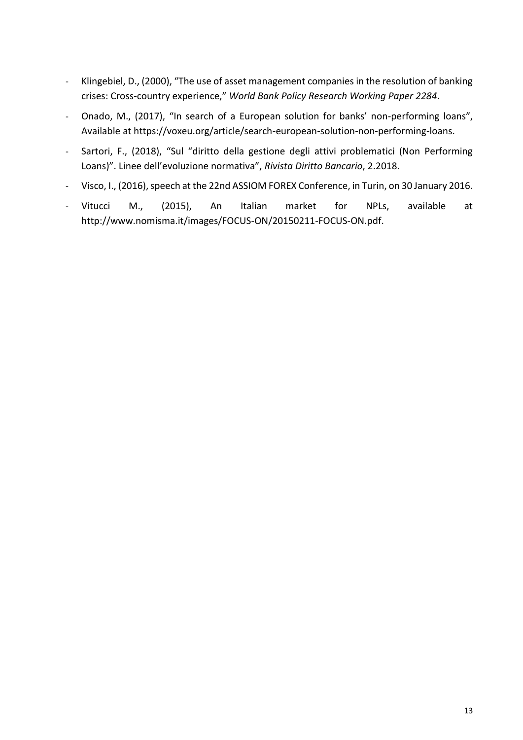- Klingebiel, D., (2000), "The use of asset management companies in the resolution of banking crises: Cross-country experience," *World Bank Policy Research Working Paper 2284*.
- Onado, M., (2017), "In search of a European solution for banks' non-performing loans", Available at https://voxeu.org/article/search-european-solution-non-performing-loans.
- Sartori, F., (2018), "Sul "diritto della gestione degli attivi problematici (Non Performing Loans)". Linee dell'evoluzione normativa", *Rivista Diritto Bancario*, 2.2018.
- Visco, I., (2016), speech at the 22nd ASSIOM FOREX Conference, in Turin, on 30 January 2016.
- Vitucci M., (2015), An Italian market for NPLs, available at http://www.nomisma.it/images/FOCUS-ON/20150211-FOCUS-ON.pdf.